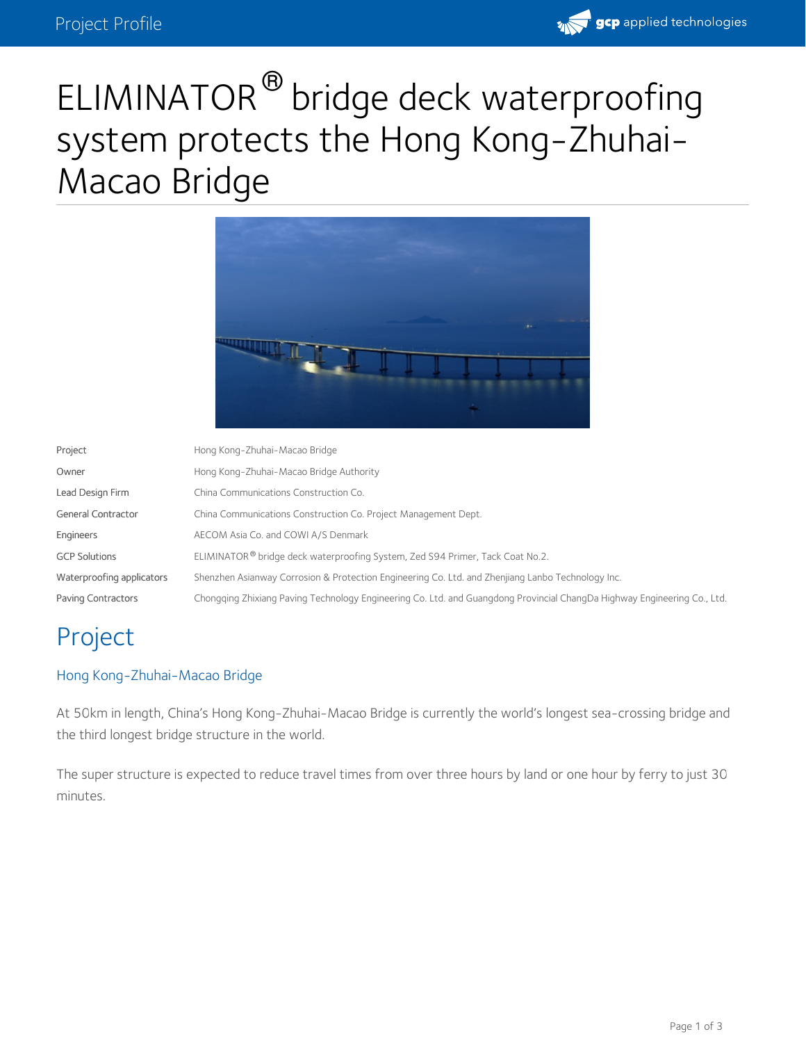# ELIMINATOR® bridge deck waterproofing system protects the Hong Kong-Zhuhai-Macao Bridge

| | |
|---|---|
| Project | Hong Kong-Zhuhai-Macao Bridge |
| Owner | Hong Kong-Zhuhai-Macao Bridge Authority |
| Lead Design Firm | China Communications Construction Co. |
| General Contractor | China Communications Construction Co. Project Management Dept. |
| Engineers | AECOM Asia Co. and COWI A/S Denmark |
| GCP Solutions | ELIMINATOR® bridge deck waterproofing System, Zed S94 Primer, Tack Coat No.2. |
| Waterproofing applicators | Shenzhen Asianway Corrosion & Protection Engineering Co. Ltd. and Zhenjiang Lanbo Technology Inc. |
| Paving Contractors | Chongqing Zhixiang Paving Technology Engineering Co. Ltd. and Guangdong Provincial ChangDa Highway Engineering Co., Ltd. |

## Project

### Hong Kong-Zhuhai-Macao Bridge

At 50km in length, China's Hong Kong-Zhuhai-Macao Bridge is currently the world's longest sea-crossing bridge and the third longest bridge structure in the world.

The super structure is expected to reduce travel times from over three hours by land or one hour by ferry to just 30 minutes.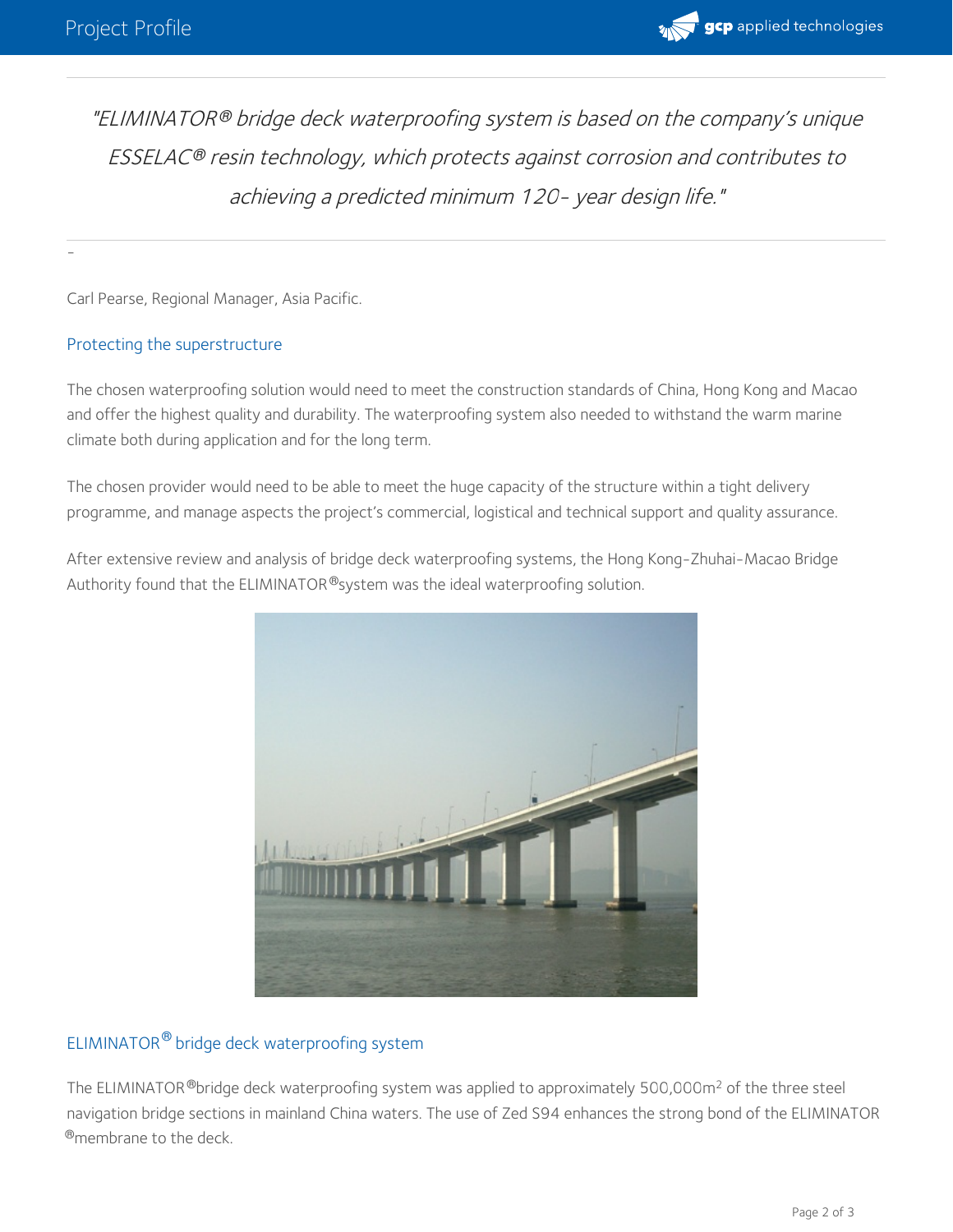*"ELIMINATOR® bridge deck waterproofing system is based on the company's unique ESSELAC® resin technology, which protects against corrosion and contributes to achieving a predicted minimum 120- year design life."*

-

Carl Pearse, Regional Manager, Asia Pacific.

## Protecting the superstructure

The chosen waterproofing solution would need to meet the construction standards of China, Hong Kong and Macao and offer the highest quality and durability. The waterproofing system also needed to withstand the warm marine climate both during application and for the long term.

The chosen provider would need to be able to meet the huge capacity of the structure within a tight delivery programme, and manage aspects the project's commercial, logistical and technical support and quality assurance.

After extensive review and analysis of bridge deck waterproofing systems, the Hong Kong-Zhuhai-Macao Bridge Authority found that the ELIMINATOR®system was the ideal waterproofing solution.

## ELIMINATOR® bridge deck waterproofing system

The ELIMINATOR®bridge deck waterproofing system was applied to approximately 500,000m$^2$ of the three steel navigation bridge sections in mainland China waters. The use of Zed S94 enhances the strong bond of the ELIMINATOR ®membrane to the deck.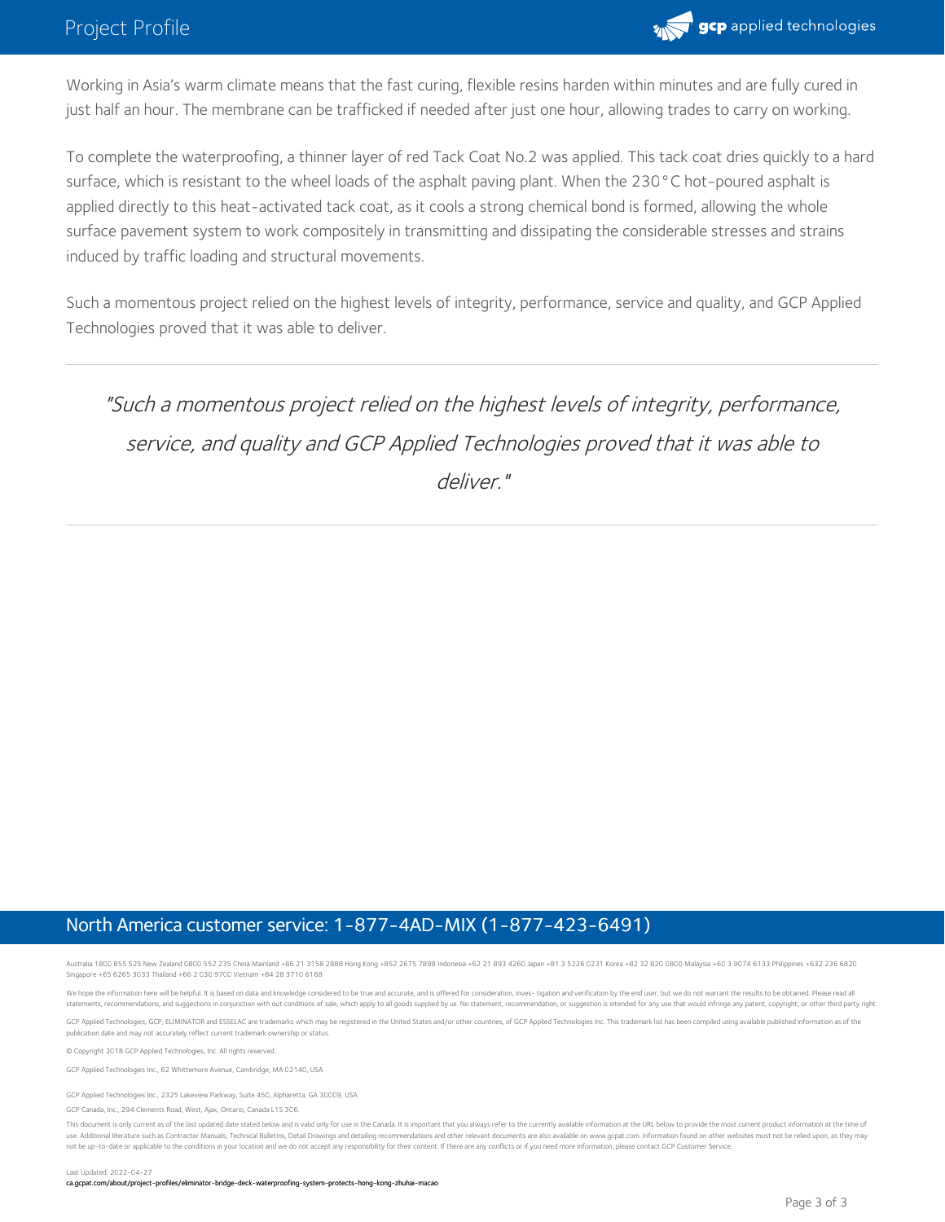Working in Asia's warm climate means that the fast curing, flexible resins harden within minutes and are fully cured in just half an hour. The membrane can be trafficked if needed after just one hour, allowing trades to carry on working.

To complete the waterproofing, a thinner layer of red Tack Coat No.2 was applied. This tack coat dries quickly to a hard surface, which is resistant to the wheel loads of the asphalt paving plant. When the 230°C hot-poured asphalt is applied directly to this heat-activated tack coat, as it cools a strong chemical bond is formed, allowing the whole surface pavement system to work compositely in transmitting and dissipating the considerable stresses and strains induced by traffic loading and structural movements.

Such a momentous project relied on the highest levels of integrity, performance, service and quality, and GCP Applied Technologies proved that it was able to deliver.

---

> *"Such a momentous project relied on the highest levels of integrity, performance, service, and quality and GCP Applied Technologies proved that it was able to deliver."*

---

## North America customer service: 1-877-4AD-MIX (1-877-423-6491)

Australia 1800 855 525 New Zealand 0800 552 235 China Mainland +86 21 3158 2888 Hong Kong +852 2675 7898 Indonesia +62 21 893 4260 Japan +81 3 5226 0231 Korea +82 32 820 0800 Malaysia +60 3 9074 6133 Philippines +632 236 6820 Singapore +65 6265 3033 Thailand +66 2 030 9700 Vietnam +84 28 3710 6168

We hope the information here will be helpful. It is based on data and knowledge considered to be true and accurate, and is offered for consideration, inves- tigation and verification by the end user, but we do not warrant the results to be obtained. Please read all statements, recommendations, and suggestions in conjunction with out conditions of sale, which apply to all goods supplied by us. No statement, recommendation, or suggestion is intended for any use that would infringe any patent, copyright, or other third party right.

GCP Applied Technologies, GCP, ELIMINATOR and ESSELAC are trademarks which may be registered in the United States and/or other countries, of GCP Applied Technologies Inc. This trademark list has been compiled using available published information as of the publication date and may not accurately reflect current trademark ownership or status.

© Copyright 2018 GCP Applied Technologies, Inc. All rights reserved.

GCP Applied Technologies Inc., 62 Whittemore Avenue, Cambridge, MA 02140, USA

GCP Applied Technologies Inc., 2325 Lakeview Parkway, Suite 450, Alpharetta, GA 30009, USA

GCP Canada, Inc., 294 Clements Road, West, Ajax, Ontario, Canada L1S 3C6.

This document is only current as of the last updated date stated below and is valid only for use in the Canada. It is important that you always refer to the currently available information at the URL below to provide the most current product information at the time of use. Additional literature such as Contractor Manuals, Technical Bulletins, Detail Drawings and detailing recommendations and other relevant documents are also available on www.gcpat.com. Information found on other websites must not be relied upon, as they may not be up-to-date or applicable to the conditions in your location and we do not accept any responsibility for their content. If there are any conflicts or if you need more information, please contact GCP Customer Service.

Last Updated: 2022-04-27

ca.gcpat.com/about/project-profiles/eliminator-bridge-deck-waterproofing-system-protects-hong-kong-zhuhai-macao